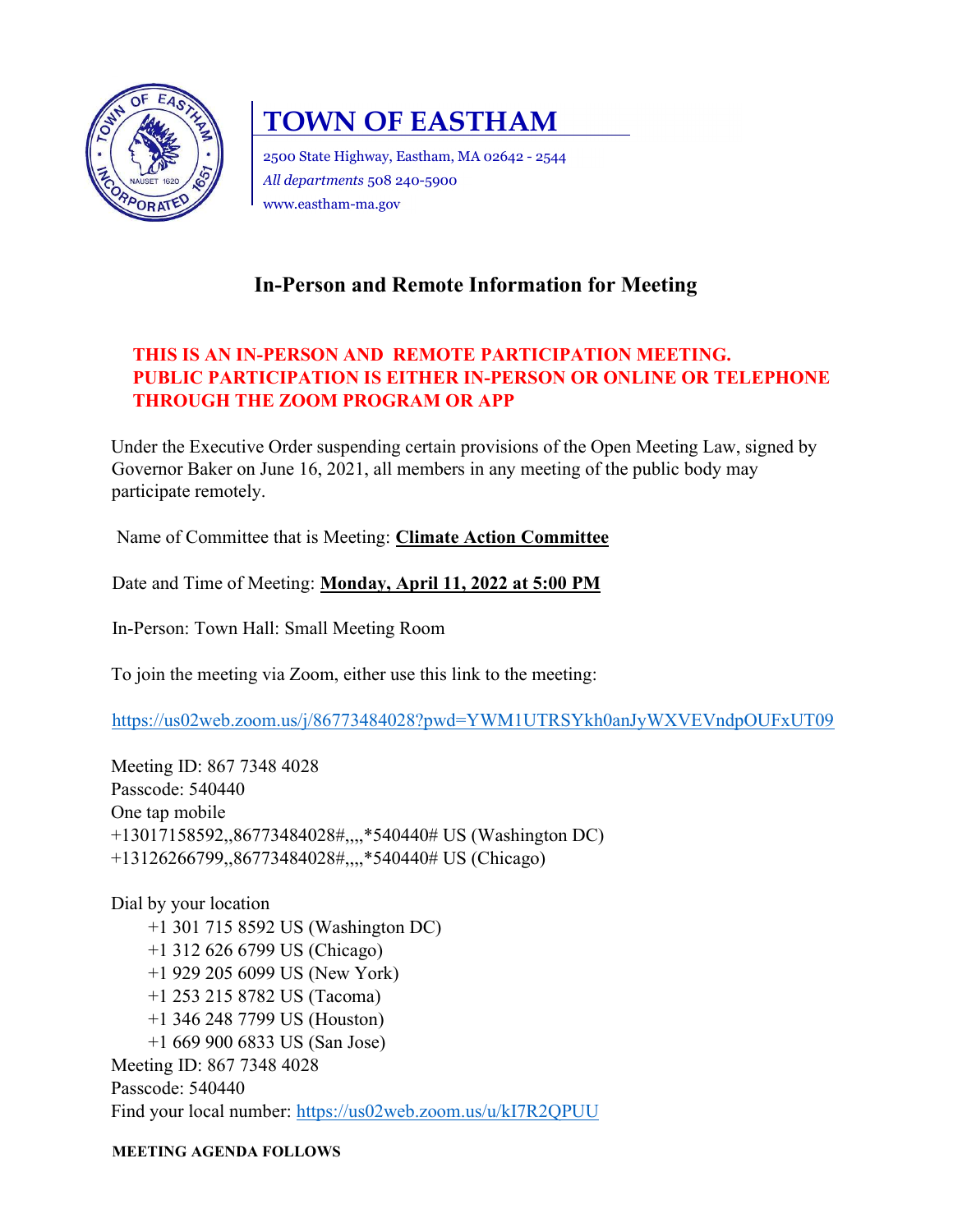# TOWN OF EASTHAM

2500 State Highway, Eastham, MA 02642 - 2544
*All departments* 508 240-5900
www.eastham-ma.gov

## In-Person and Remote Information for Meeting

**THIS IS AN IN-PERSON AND REMOTE PARTICIPATION MEETING.
PUBLIC PARTICIPATION IS EITHER IN-PERSON OR ONLINE OR TELEPHONE THROUGH THE ZOOM PROGRAM OR APP**

Under the Executive Order suspending certain provisions of the Open Meeting Law, signed by Governor Baker on June 16, 2021, all members in any meeting of the public body may participate remotely.

Name of Committee that is Meeting: **Climate Action Committee**

Date and Time of Meeting: **Monday, April 11, 2022 at 5:00 PM**

In-Person: Town Hall: Small Meeting Room

To join the meeting via Zoom, either use this link to the meeting:

https://us02web.zoom.us/j/86773484028?pwd=YWM1UTRSYkh0anJyWXVEVndpOUFxUT09

Meeting ID: 867 7348 4028
Passcode: 540440
One tap mobile
+13017158592,,86773484028#,,,,*540440# US (Washington DC)
+13126266799,,86773484028#,,,,*540440# US (Chicago)

Dial by your location
- +1 301 715 8592 US (Washington DC)
- +1 312 626 6799 US (Chicago)
- +1 929 205 6099 US (New York)
- +1 253 215 8782 US (Tacoma)
- +1 346 248 7799 US (Houston)
- +1 669 900 6833 US (San Jose)

Meeting ID: 867 7348 4028
Passcode: 540440
Find your local number: https://us02web.zoom.us/u/kI7R2QPUU

**MEETING AGENDA FOLLOWS**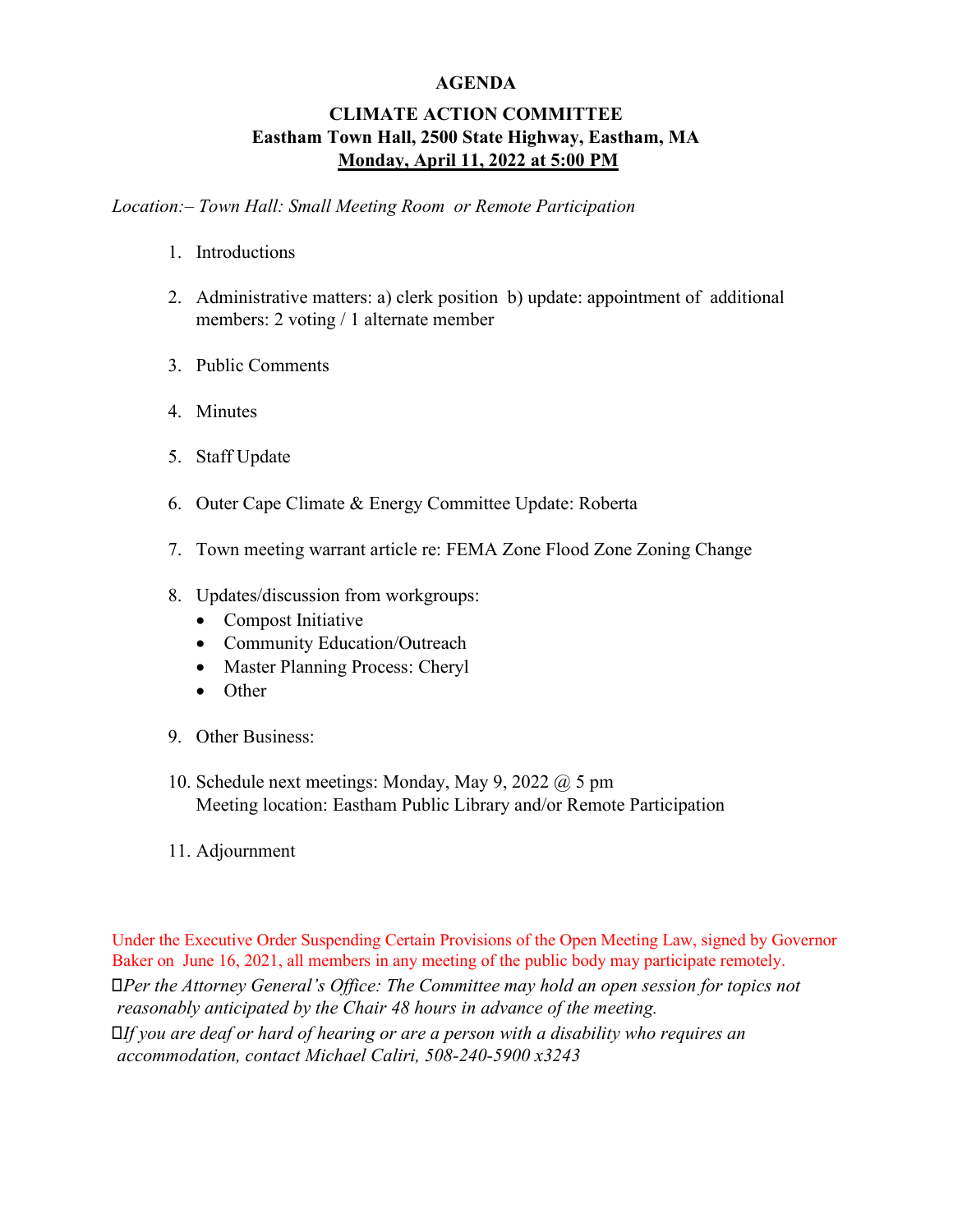# AGENDA

## CLIMATE ACTION COMMITTEE
## Eastham Town Hall, 2500 State Highway, Eastham, MA
## Monday, April 11, 2022 at 5:00 PM

*Location:– Town Hall: Small Meeting Room or Remote Participation*

1. Introductions
2. Administrative matters: a) clerk position b) update: appointment of additional members: 2 voting / 1 alternate member
3. Public Comments
4. Minutes
5. Staff Update
6. Outer Cape Climate & Energy Committee Update: Roberta
7. Town meeting warrant article re: FEMA Zone Flood Zone Zoning Change
8. Updates/discussion from workgroups:
   - Compost Initiative
   - Community Education/Outreach
   - Master Planning Process: Cheryl
   - Other
9. Other Business:
10. Schedule next meetings: Monday, May 9, 2022 @ 5 pm
    Meeting location: Eastham Public Library and/or Remote Participation
11. Adjournment

Under the Executive Order Suspending Certain Provisions of the Open Meeting Law, signed by Governor Baker on June 16, 2021, all members in any meeting of the public body may participate remotely.

*Per the Attorney General's Office: The Committee may hold an open session for topics not reasonably anticipated by the Chair 48 hours in advance of the meeting.*

*If you are deaf or hard of hearing or are a person with a disability who requires an accommodation, contact Michael Caliri, 508-240-5900 x3243*